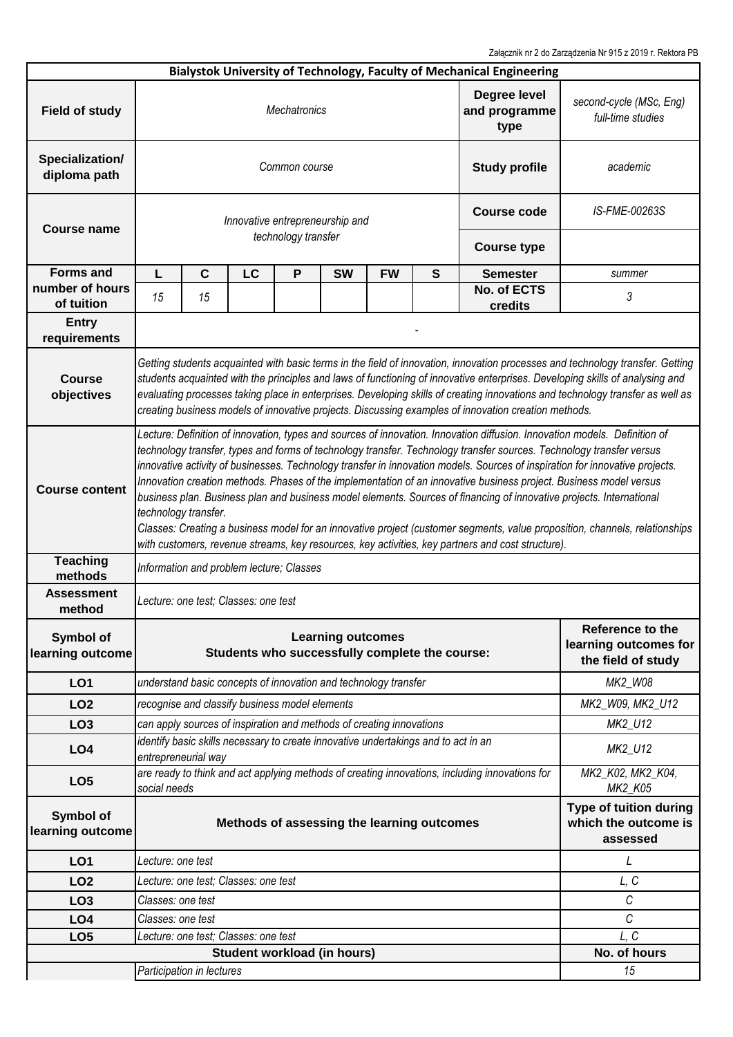Załącznik nr 2 do Zarządzenia Nr 915 z 2019 r. Rektora PB

**Bialystok University of Technology, Faculty of Mechanical Engineering**

| | | | | | | | | | |
|---|---|---|---|---|---|---|---|---|---|
| **Field of study** | *Mechatronics* | | | | | | | **Degree level and programme type** | *second-cycle (MSc, Eng) full-time studies* |
| **Specialization/ diploma path** | *Common course* | | | | | | | **Study profile** | *academic* |
| **Course name** | *Innovative entrepreneurship and technology transfer* | | | | | | | **Course code** | *IS-FME-00263S* |
| | | | | | | | | **Course type** | |
| **Forms and number of hours of tuition** | **L** | **C** | **LC** | **P** | **SW** | **FW** | **S** | **Semester** | *summer* |
| | *15* | *15* | | | | | | **No. of ECTS credits** | *3* |
| **Entry requirements** | - | | | | | | | | |
| **Course objectives** | *Getting students acquainted with basic terms in the field of innovation, innovation processes and technology transfer. Getting students acquainted with the principles and laws of functioning of innovative enterprises. Developing skills of analysing and evaluating processes taking place in enterprises. Developing skills of creating innovations and technology transfer as well as creating business models of innovative projects. Discussing examples of innovation creation methods.* | | | | | | | | |
| **Course content** | *Lecture: Definition of innovation, types and sources of innovation. Innovation diffusion. Innovation models. Definition of technology transfer, types and forms of technology transfer. Technology transfer sources. Technology transfer versus innovative activity of businesses. Technology transfer in innovation models. Sources of inspiration for innovative projects. Innovation creation methods. Phases of the implementation of an innovative business project. Business model versus business plan. Business plan and business model elements. Sources of financing of innovative projects. International technology transfer.* *Classes: Creating a business model for an innovative project (customer segments, value proposition, channels, relationships with customers, revenue streams, key resources, key activities, key partners and cost structure).* | | | | | | | | |
| **Teaching methods** | *Information and problem lecture; Classes* | | | | | | | | |
| **Assessment method** | *Lecture: one test; Classes: one test* | | | | | | | | |

| Symbol of learning outcome | Learning outcomes Students who successfully complete the course: | Reference to the learning outcomes for the field of study |
|---|---|---|
| **LO1** | *understand basic concepts of innovation and technology transfer* | *MK2_W08* |
| **LO2** | *recognise and classify business model elements* | *MK2_W09, MK2_U12* |
| **LO3** | *can apply sources of inspiration and methods of creating innovations* | *MK2_U12* |
| **LO4** | *identify basic skills necessary to create innovative undertakings and to act in an entrepreneurial way* | *MK2_U12* |
| **LO5** | *are ready to think and act applying methods of creating innovations, including innovations for social needs* | *MK2_K02, MK2_K04, MK2_K05* |

| Symbol of learning outcome | Methods of assessing the learning outcomes | Type of tuition during which the outcome is assessed |
|---|---|---|
| **LO1** | *Lecture: one test* | *L* |
| **LO2** | *Lecture: one test; Classes: one test* | *L, C* |
| **LO3** | *Classes: one test* | *C* |
| **LO4** | *Classes: one test* | *C* |
| **LO5** | *Lecture: one test; Classes: one test* | *L, C* |

| | Student workload (in hours) | No. of hours |
|---|---|---|
| | *Participation in lectures* | *15* |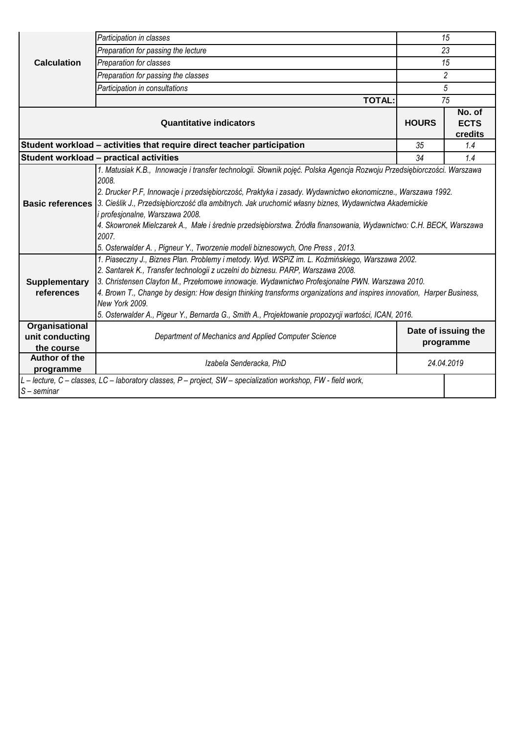| | | | |
|---|---|---|---|
| **Calculation** | *Participation in classes* | *15* | |
| | *Preparation for passing the lecture* | *23* | |
| | *Preparation for classes* | *15* | |
| | *Preparation for passing the classes* | *2* | |
| | *Participation in consultations* | *5* | |
| | **TOTAL:** | *75* | |
| **Quantitative indicators** | | **HOURS** | **No. of ECTS credits** |
| **Student workload – activities that require direct teacher participation** | | *35* | *1.4* |
| **Student workload – practical activities** | | *34* | *1.4* |
| **Basic references** | *1. Matusiak K.B., Innowacje i transfer technologii. Słownik pojęć. Polska Agencja Rozwoju Przedsiębiorczości. Warszawa 2008.*<br>*2. Drucker P.F, Innowacje i przedsiębiorczość, Praktyka i zasady. Wydawnictwo ekonomiczne., Warszawa 1992.*<br>*3. Cieślik J., Przedsiębiorczość dla ambitnych. Jak uruchomić własny biznes, Wydawnictwa Akademickie i profesjonalne, Warszawa 2008.*<br>*4. Skowronek Mielczarek A., Małe i średnie przedsiębiorstwa. Źródła finansowania, Wydawnictwo: C.H. BECK, Warszawa 2007.*<br>*5. Osterwalder A. , Pigneur Y., Tworzenie modeli biznesowych, One Press , 2013.* | | |
| **Supplementary references** | *1. Piaseczny J., Biznes Plan. Problemy i metody. Wyd. WSPiZ im. L. Koźmińskiego, Warszawa 2002.*<br>*2. Santarek K., Transfer technologii z uczelni do biznesu. PARP, Warszawa 2008.*<br>*3. Christensen Clayton M., Przełomowe innowacje. Wydawnictwo Profesjonalne PWN. Warszawa 2010.*<br>*4. Brown T., Change by design: How design thinking transforms organizations and inspires innovation, Harper Business, New York 2009.*<br>*5. Osterwalder A., Pigeur Y., Bernarda G., Smith A., Projektowanie propozycji wartości, ICAN, 2016.* | | |
| **Organisational unit conducting the course** | *Department of Mechanics and Applied Computer Science* | **Date of issuing the programme** | |
| **Author of the programme** | *Izabela Senderacka, PhD* | *24.04.2019* | |
| *L – lecture, C – classes, LC – laboratory classes, P – project, SW – specialization workshop, FW - field work, S – seminar* | | | |